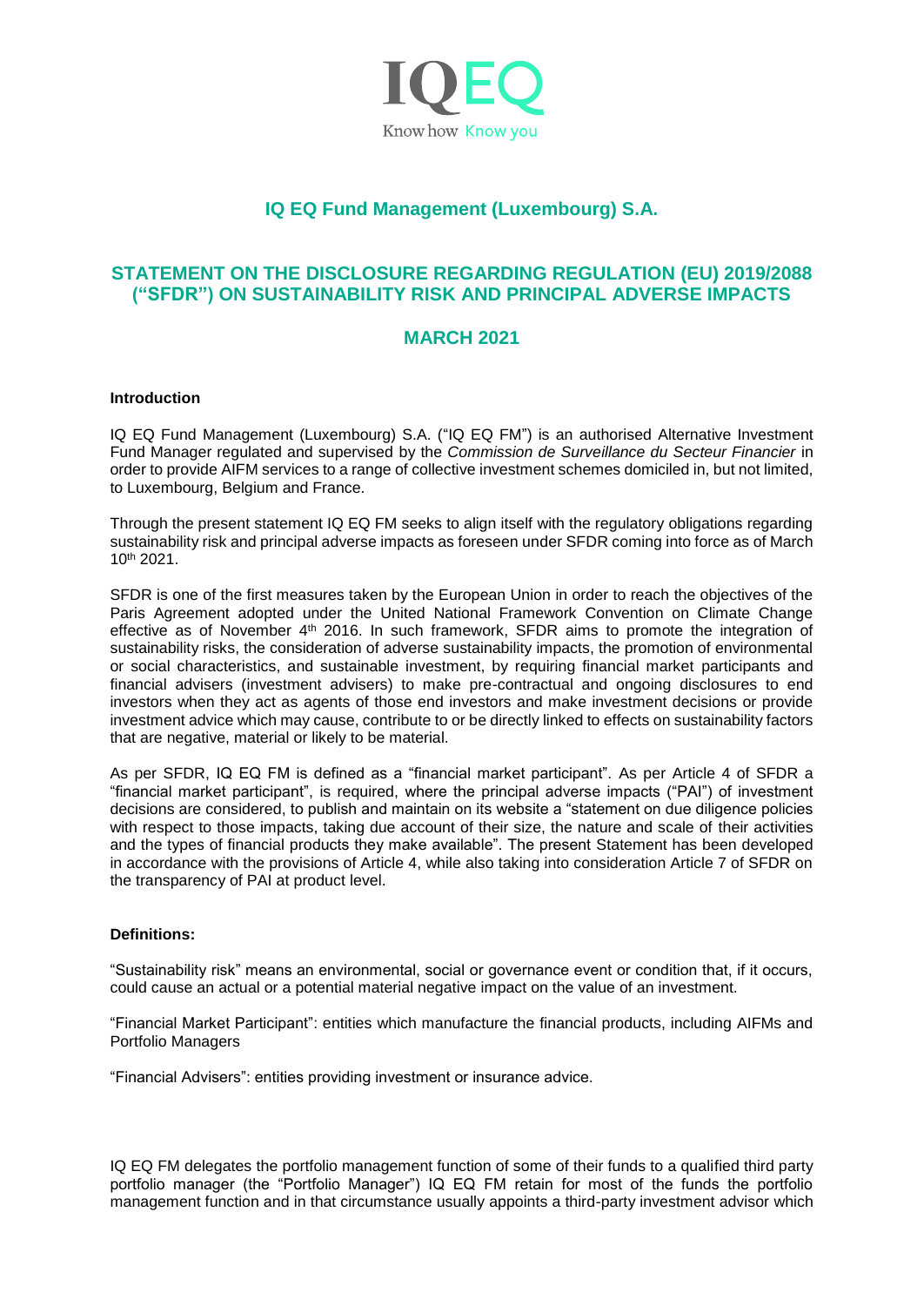# IQ EQ Fund Management (Luxembourg) S.A.

## STATEMENT ON THE DISCLOSURE REGARDING REGULATION (EU) 2019/2088 ("SFDR") ON SUSTAINABILITY RISK AND PRINCIPAL ADVERSE IMPACTS

## MARCH 2021

**Introduction**

IQ EQ Fund Management (Luxembourg) S.A. ("IQ EQ FM") is an authorised Alternative Investment Fund Manager regulated and supervised by the *Commission de Surveillance du Secteur Financier* in order to provide AIFM services to a range of collective investment schemes domiciled in, but not limited, to Luxembourg, Belgium and France.

Through the present statement IQ EQ FM seeks to align itself with the regulatory obligations regarding sustainability risk and principal adverse impacts as foreseen under SFDR coming into force as of March 10th 2021.

SFDR is one of the first measures taken by the European Union in order to reach the objectives of the Paris Agreement adopted under the United National Framework Convention on Climate Change effective as of November 4th 2016. In such framework, SFDR aims to promote the integration of sustainability risks, the consideration of adverse sustainability impacts, the promotion of environmental or social characteristics, and sustainable investment, by requiring financial market participants and financial advisers (investment advisers) to make pre-contractual and ongoing disclosures to end investors when they act as agents of those end investors and make investment decisions or provide investment advice which may cause, contribute to or be directly linked to effects on sustainability factors that are negative, material or likely to be material.

As per SFDR, IQ EQ FM is defined as a "financial market participant". As per Article 4 of SFDR a "financial market participant", is required, where the principal adverse impacts ("PAI") of investment decisions are considered, to publish and maintain on its website a "statement on due diligence policies with respect to those impacts, taking due account of their size, the nature and scale of their activities and the types of financial products they make available". The present Statement has been developed in accordance with the provisions of Article 4, while also taking into consideration Article 7 of SFDR on the transparency of PAI at product level.

**Definitions:**

"Sustainability risk" means an environmental, social or governance event or condition that, if it occurs, could cause an actual or a potential material negative impact on the value of an investment.

"Financial Market Participant": entities which manufacture the financial products, including AIFMs and Portfolio Managers

"Financial Advisers": entities providing investment or insurance advice.

IQ EQ FM delegates the portfolio management function of some of their funds to a qualified third party portfolio manager (the "Portfolio Manager") IQ EQ FM retain for most of the funds the portfolio management function and in that circumstance usually appoints a third-party investment advisor which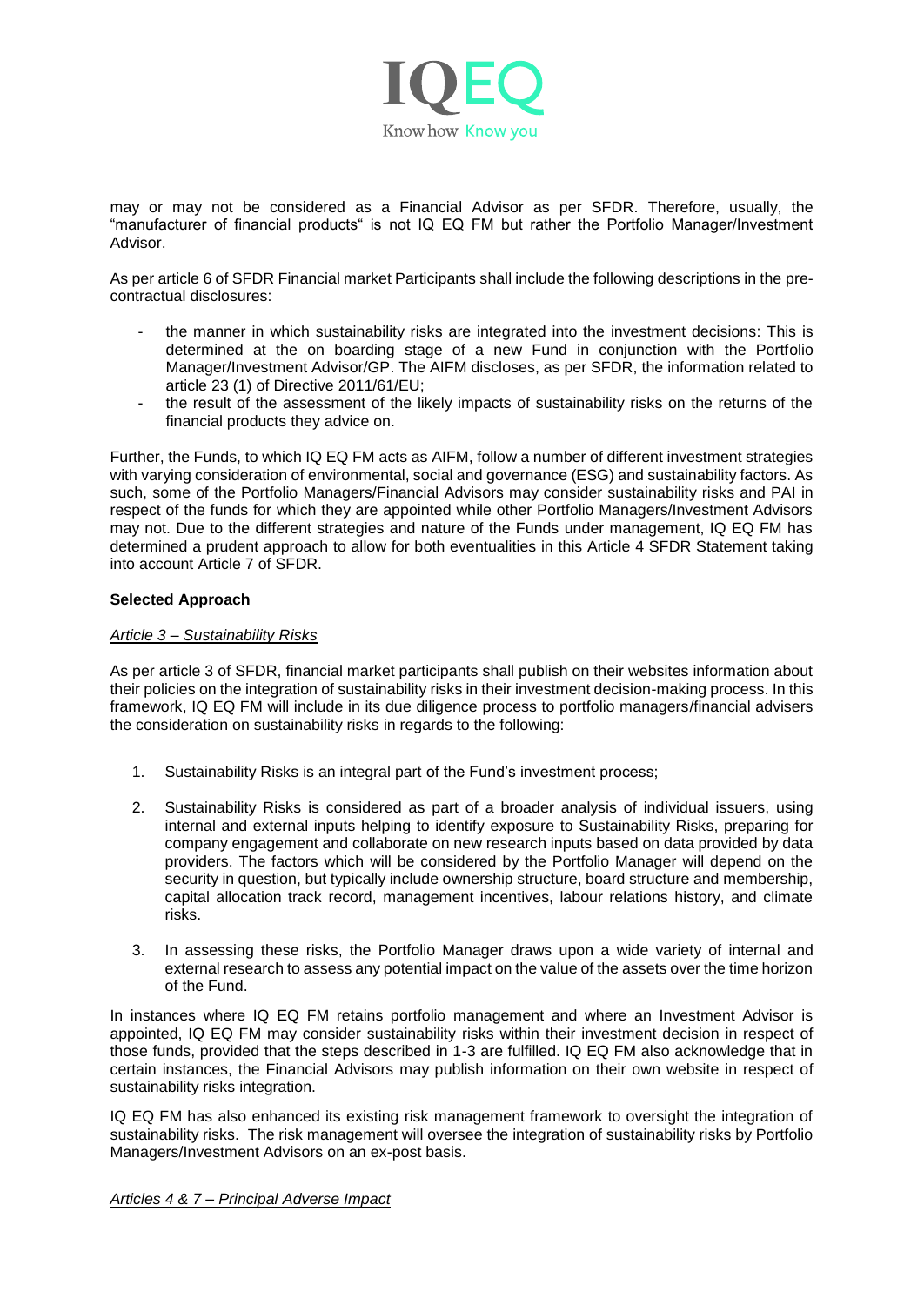may or may not be considered as a Financial Advisor as per SFDR. Therefore, usually, the "manufacturer of financial products" is not IQ EQ FM but rather the Portfolio Manager/Investment Advisor.

As per article 6 of SFDR Financial market Participants shall include the following descriptions in the pre-contractual disclosures:

- the manner in which sustainability risks are integrated into the investment decisions: This is determined at the on boarding stage of a new Fund in conjunction with the Portfolio Manager/Investment Advisor/GP. The AIFM discloses, as per SFDR, the information related to article 23 (1) of Directive 2011/61/EU;
- the result of the assessment of the likely impacts of sustainability risks on the returns of the financial products they advice on.

Further, the Funds, to which IQ EQ FM acts as AIFM, follow a number of different investment strategies with varying consideration of environmental, social and governance (ESG) and sustainability factors. As such, some of the Portfolio Managers/Financial Advisors may consider sustainability risks and PAI in respect of the funds for which they are appointed while other Portfolio Managers/Investment Advisors may not. Due to the different strategies and nature of the Funds under management, IQ EQ FM has determined a prudent approach to allow for both eventualities in this Article 4 SFDR Statement taking into account Article 7 of SFDR.

**Selected Approach**

*Article 3 – Sustainability Risks*

As per article 3 of SFDR, financial market participants shall publish on their websites information about their policies on the integration of sustainability risks in their investment decision-making process. In this framework, IQ EQ FM will include in its due diligence process to portfolio managers/financial advisers the consideration on sustainability risks in regards to the following:

1. Sustainability Risks is an integral part of the Fund's investment process;

2. Sustainability Risks is considered as part of a broader analysis of individual issuers, using internal and external inputs helping to identify exposure to Sustainability Risks, preparing for company engagement and collaborate on new research inputs based on data provided by data providers. The factors which will be considered by the Portfolio Manager will depend on the security in question, but typically include ownership structure, board structure and membership, capital allocation track record, management incentives, labour relations history, and climate risks.

3. In assessing these risks, the Portfolio Manager draws upon a wide variety of internal and external research to assess any potential impact on the value of the assets over the time horizon of the Fund.

In instances where IQ EQ FM retains portfolio management and where an Investment Advisor is appointed, IQ EQ FM may consider sustainability risks within their investment decision in respect of those funds, provided that the steps described in 1-3 are fulfilled. IQ EQ FM also acknowledge that in certain instances, the Financial Advisors may publish information on their own website in respect of sustainability risks integration.

IQ EQ FM has also enhanced its existing risk management framework to oversight the integration of sustainability risks. The risk management will oversee the integration of sustainability risks by Portfolio Managers/Investment Advisors on an ex-post basis.

*Articles 4 & 7 – Principal Adverse Impact*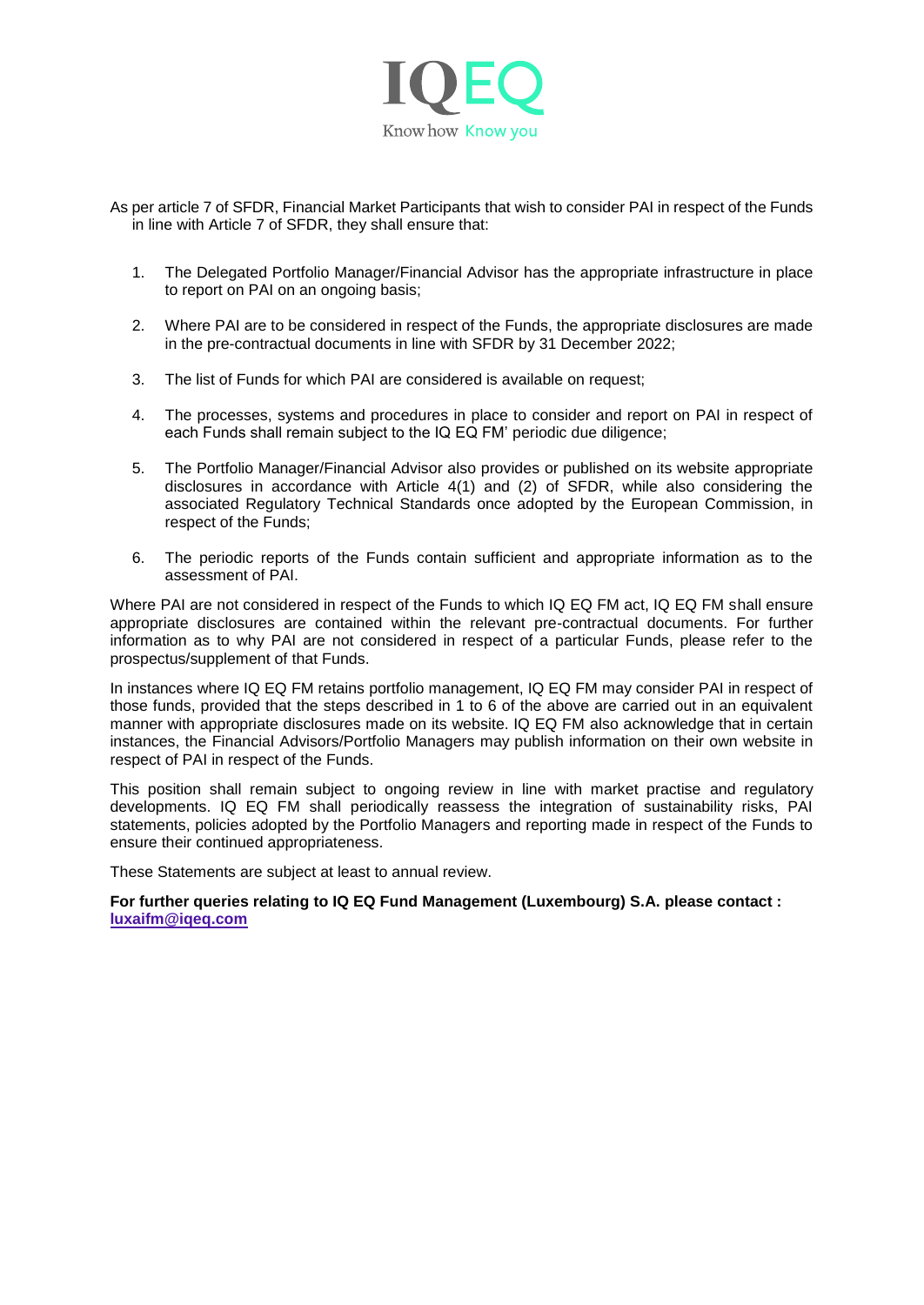As per article 7 of SFDR, Financial Market Participants that wish to consider PAI in respect of the Funds in line with Article 7 of SFDR, they shall ensure that:

1. The Delegated Portfolio Manager/Financial Advisor has the appropriate infrastructure in place to report on PAI on an ongoing basis;
2. Where PAI are to be considered in respect of the Funds, the appropriate disclosures are made in the pre-contractual documents in line with SFDR by 31 December 2022;
3. The list of Funds for which PAI are considered is available on request;
4. The processes, systems and procedures in place to consider and report on PAI in respect of each Funds shall remain subject to the IQ EQ FM' periodic due diligence;
5. The Portfolio Manager/Financial Advisor also provides or published on its website appropriate disclosures in accordance with Article 4(1) and (2) of SFDR, while also considering the associated Regulatory Technical Standards once adopted by the European Commission, in respect of the Funds;
6. The periodic reports of the Funds contain sufficient and appropriate information as to the assessment of PAI.

Where PAI are not considered in respect of the Funds to which IQ EQ FM act, IQ EQ FM shall ensure appropriate disclosures are contained within the relevant pre-contractual documents. For further information as to why PAI are not considered in respect of a particular Funds, please refer to the prospectus/supplement of that Funds.

In instances where IQ EQ FM retains portfolio management, IQ EQ FM may consider PAI in respect of those funds, provided that the steps described in 1 to 6 of the above are carried out in an equivalent manner with appropriate disclosures made on its website. IQ EQ FM also acknowledge that in certain instances, the Financial Advisors/Portfolio Managers may publish information on their own website in respect of PAI in respect of the Funds.

This position shall remain subject to ongoing review in line with market practise and regulatory developments. IQ EQ FM shall periodically reassess the integration of sustainability risks, PAI statements, policies adopted by the Portfolio Managers and reporting made in respect of the Funds to ensure their continued appropriateness.

These Statements are subject at least to annual review.

**For further queries relating to IQ EQ Fund Management (Luxembourg) S.A. please contact : [luxaifm@iqeq.com](mailto:luxaifm@iqeq.com)**